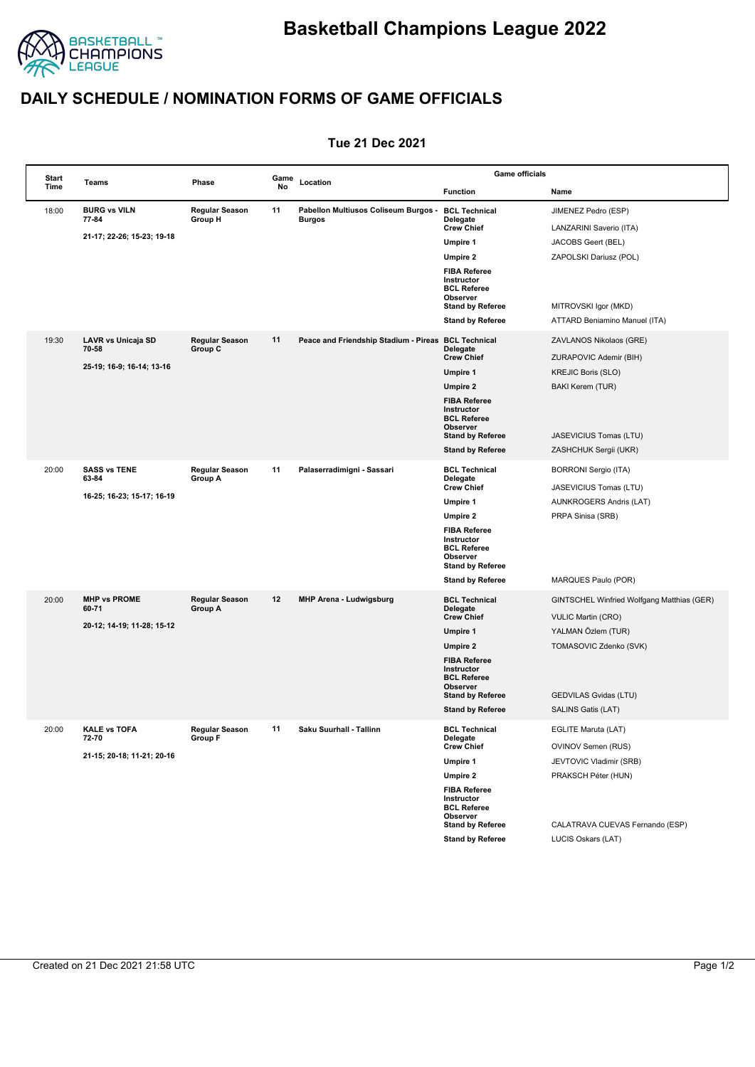# Basketball Champions League 2022

## DAILY SCHEDULE / NOMINATION FORMS OF GAME OFFICIALS

### Tue 21 Dec 2021

| Start Time | Teams | Phase | Game No | Location | Game officials | |
|---|---|---|---|---|---|---|
| | | | | | **Function** | **Name** |
| 18:00 | **BURG vs VILN**<br>**77-84**<br>**21-17; 22-26; 15-23; 19-18** | **Regular Season Group H** | **11** | **Pabellon Multiusos Coliseum Burgos - Burgos** | **BCL Technical Delegate** | JIMENEZ Pedro (ESP) |
| | | | | | **Crew Chief** | LANZARINI Saverio (ITA) |
| | | | | | **Umpire 1** | JACOBS Geert (BEL) |
| | | | | | **Umpire 2** | ZAPOLSKI Dariusz (POL) |
| | | | | | **FIBA Referee Instructor** | |
| | | | | | **BCL Referee Observer** | |
| | | | | | **Stand by Referee** | MITROVSKI Igor (MKD) |
| | | | | | **Stand by Referee** | ATTARD Beniamino Manuel (ITA) |
| 19:30 | **LAVR vs Unicaja SD**<br>**70-58**<br>**25-19; 16-9; 16-14; 13-16** | **Regular Season Group C** | **11** | **Peace and Friendship Stadium - Pireas** | **BCL Technical Delegate** | ZAVLANOS Nikolaos (GRE) |
| | | | | | **Crew Chief** | ZURAPOVIC Ademir (BIH) |
| | | | | | **Umpire 1** | KREJIC Boris (SLO) |
| | | | | | **Umpire 2** | BAKI Kerem (TUR) |
| | | | | | **FIBA Referee Instructor** | |
| | | | | | **BCL Referee Observer** | |
| | | | | | **Stand by Referee** | JASEVICIUS Tomas (LTU) |
| | | | | | **Stand by Referee** | ZASHCHUK Sergii (UKR) |
| 20:00 | **SASS vs TENE**<br>**63-84**<br>**16-25; 16-23; 15-17; 16-19** | **Regular Season Group A** | **11** | **Palaserradimigni - Sassari** | **BCL Technical Delegate** | BORRONI Sergio (ITA) |
| | | | | | **Crew Chief** | JASEVICIUS Tomas (LTU) |
| | | | | | **Umpire 1** | AUNKROGERS Andris (LAT) |
| | | | | | **Umpire 2** | PRPA Sinisa (SRB) |
| | | | | | **FIBA Referee Instructor** | |
| | | | | | **BCL Referee Observer** | |
| | | | | | **Stand by Referee** | |
| | | | | | **Stand by Referee** | MARQUES Paulo (POR) |
| 20:00 | **MHP vs PROME**<br>**60-71**<br>**20-12; 14-19; 11-28; 15-12** | **Regular Season Group A** | **12** | **MHP Arena - Ludwigsburg** | **BCL Technical Delegate** | GINTSCHEL Winfried Wolfgang Matthias (GER) |
| | | | | | **Crew Chief** | VULIC Martin (CRO) |
| | | | | | **Umpire 1** | YALMAN Özlem (TUR) |
| | | | | | **Umpire 2** | TOMASOVIC Zdenko (SVK) |
| | | | | | **FIBA Referee Instructor** | |
| | | | | | **BCL Referee Observer** | |
| | | | | | **Stand by Referee** | GEDVILAS Gvidas (LTU) |
| | | | | | **Stand by Referee** | SALINS Gatis (LAT) |
| 20:00 | **KALE vs TOFA**<br>**72-70**<br>**21-15; 20-18; 11-21; 20-16** | **Regular Season Group F** | **11** | **Saku Suurhall - Tallinn** | **BCL Technical Delegate** | EGLITE Maruta (LAT) |
| | | | | | **Crew Chief** | OVINOV Semen (RUS) |
| | | | | | **Umpire 1** | JEVTOVIC Vladimir (SRB) |
| | | | | | **Umpire 2** | PRAKSCH Péter (HUN) |
| | | | | | **FIBA Referee Instructor** | |
| | | | | | **BCL Referee Observer** | |
| | | | | | **Stand by Referee** | CALATRAVA CUEVAS Fernando (ESP) |
| | | | | | **Stand by Referee** | LUCIS Oskars (LAT) |

Created on 21 Dec 2021 21:58 UTC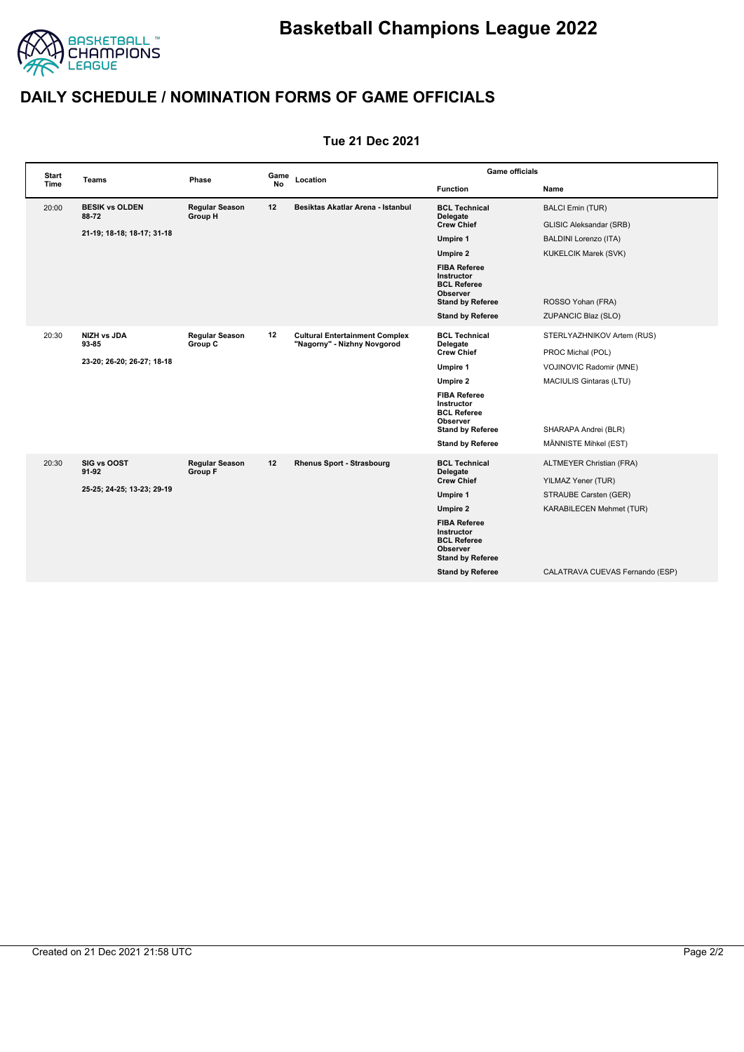# Basketball Champions League 2022

## DAILY SCHEDULE / NOMINATION FORMS OF GAME OFFICIALS

### Tue 21 Dec 2021

| Start Time | Teams | Phase | Game No | Location | Function | Name |
|---|---|---|---|---|---|---|
| 20:00 | **BESIK vs OLDEN** 88-72 21-19; 18-18; 18-17; 31-18 | Regular Season Group H | 12 | Besiktas Akatlar Arena - Istanbul | BCL Technical Delegate | BALCI Emin (TUR) |
| | | | | | Crew Chief | GLISIC Aleksandar (SRB) |
| | | | | | Umpire 1 | BALDINI Lorenzo (ITA) |
| | | | | | Umpire 2 | KUKELCIK Marek (SVK) |
| | | | | | FIBA Referee Instructor | |
| | | | | | BCL Referee Observer | |
| | | | | | Stand by Referee | ROSSO Yohan (FRA) |
| | | | | | Stand by Referee | ZUPANCIC Blaz (SLO) |
| 20:30 | **NIZH vs JDA** 93-85 23-20; 26-20; 26-27; 18-18 | Regular Season Group C | 12 | Cultural Entertainment Complex "Nagorny" - Nizhny Novgorod | BCL Technical Delegate | STERLYAZHNIKOV Artem (RUS) |
| | | | | | Crew Chief | PROC Michal (POL) |
| | | | | | Umpire 1 | VOJINOVIC Radomir (MNE) |
| | | | | | Umpire 2 | MACIULIS Gintaras (LTU) |
| | | | | | FIBA Referee Instructor | |
| | | | | | BCL Referee Observer | |
| | | | | | Stand by Referee | SHARAPA Andrei (BLR) |
| | | | | | Stand by Referee | MÄNNISTE Mihkel (EST) |
| 20:30 | **SIG vs OOST** 91-92 25-25; 24-25; 13-23; 29-19 | Regular Season Group F | 12 | Rhenus Sport - Strasbourg | BCL Technical Delegate | ALTMEYER Christian (FRA) |
| | | | | | Crew Chief | YILMAZ Yener (TUR) |
| | | | | | Umpire 1 | STRAUBE Carsten (GER) |
| | | | | | Umpire 2 | KARABILECEN Mehmet (TUR) |
| | | | | | FIBA Referee Instructor | |
| | | | | | BCL Referee Observer | |
| | | | | | Stand by Referee | |
| | | | | | Stand by Referee | CALATRAVA CUEVAS Fernando (ESP) |

Created on 21 Dec 2021 21:58 UTC